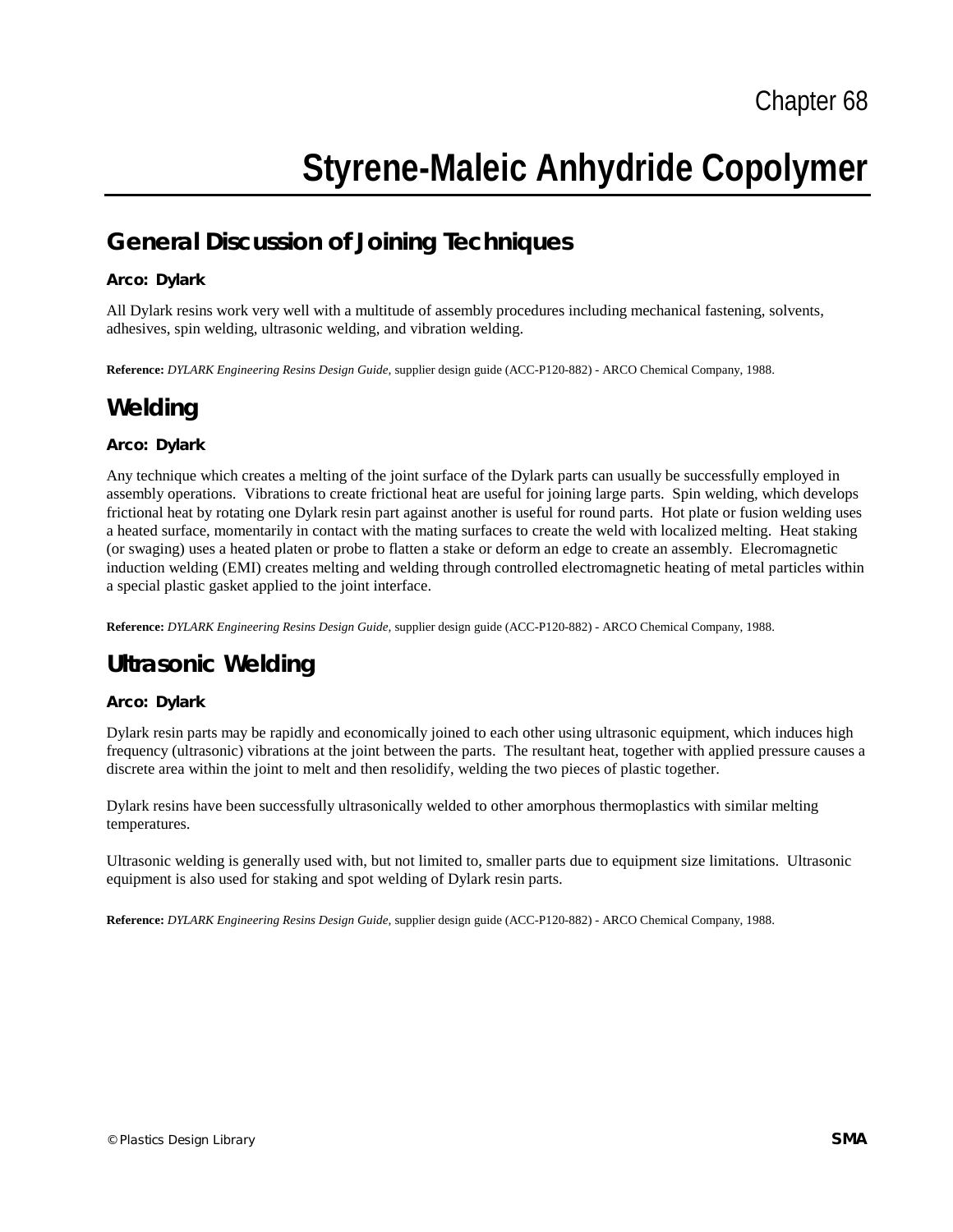Chapter 68

# Styrene-Maleic Anhydride Copolymer

## General Discussion of Joining Techniques

**Arco: Dylark**

All Dylark resins work very well with a multitude of assembly procedures including mechanical fastening, solvents, adhesives, spin welding, ultrasonic welding, and vibration welding.

**Reference:** *DYLARK Engineering Resins Design Guide*, supplier design guide (ACC-P120-882) - ARCO Chemical Company, 1988.

## Welding

**Arco: Dylark**

Any technique which creates a melting of the joint surface of the Dylark parts can usually be successfully employed in assembly operations. Vibrations to create frictional heat are useful for joining large parts. Spin welding, which develops frictional heat by rotating one Dylark resin part against another is useful for round parts. Hot plate or fusion welding uses a heated surface, momentarily in contact with the mating surfaces to create the weld with localized melting. Heat staking (or swaging) uses a heated platen or probe to flatten a stake or deform an edge to create an assembly. Elecromagnetic induction welding (EMI) creates melting and welding through controlled electromagnetic heating of metal particles within a special plastic gasket applied to the joint interface.

**Reference:** *DYLARK Engineering Resins Design Guide*, supplier design guide (ACC-P120-882) - ARCO Chemical Company, 1988.

## Ultrasonic Welding

**Arco: Dylark**

Dylark resin parts may be rapidly and economically joined to each other using ultrasonic equipment, which induces high frequency (ultrasonic) vibrations at the joint between the parts. The resultant heat, together with applied pressure causes a discrete area within the joint to melt and then resolidify, welding the two pieces of plastic together.

Dylark resins have been successfully ultrasonically welded to other amorphous thermoplastics with similar melting temperatures.

Ultrasonic welding is generally used with, but not limited to, smaller parts due to equipment size limitations. Ultrasonic equipment is also used for staking and spot welding of Dylark resin parts.

**Reference:** *DYLARK Engineering Resins Design Guide*, supplier design guide (ACC-P120-882) - ARCO Chemical Company, 1988.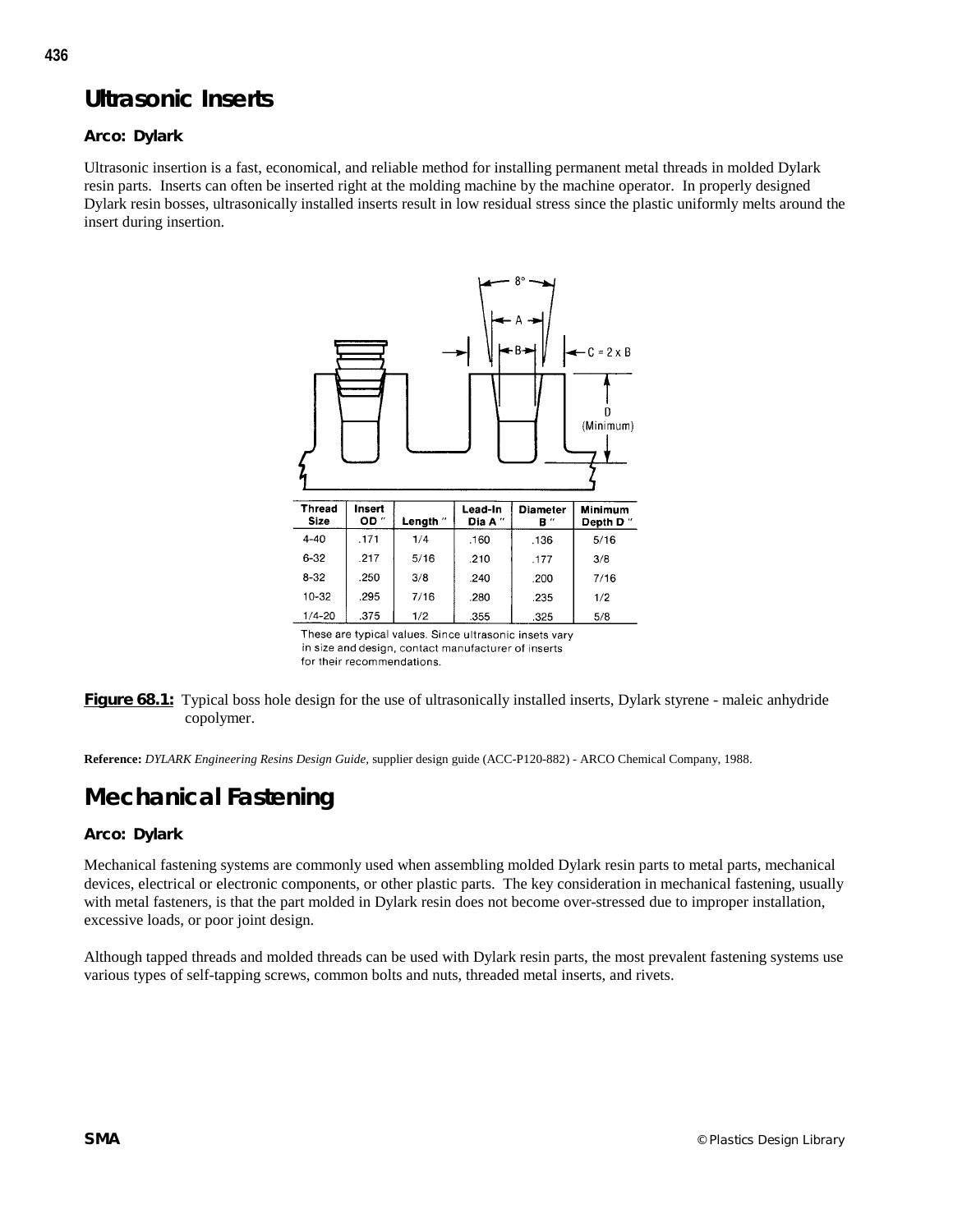## Ultrasonic Inserts

### Arco: Dylark

Ultrasonic insertion is a fast, economical, and reliable method for installing permanent metal threads in molded Dylark resin parts. Inserts can often be inserted right at the molding machine by the machine operator. In properly designed Dylark resin bosses, ultrasonically installed inserts result in low residual stress since the plastic uniformly melts around the insert during insertion.

| Thread Size | Insert OD " | Length " | Lead-In Dia A " | Diameter B " | Minimum Depth D " |
|---|---|---|---|---|---|
| 4-40 | .171 | 1/4 | .160 | .136 | 5/16 |
| 6-32 | .217 | 5/16 | .210 | .177 | 3/8 |
| 8-32 | .250 | 3/8 | .240 | .200 | 7/16 |
| 10-32 | .295 | 7/16 | .280 | .235 | 1/2 |
| 1/4-20 | .375 | 1/2 | .355 | .325 | 5/8 |

These are typical values. Since ultrasonic insets vary in size and design, contact manufacturer of inserts for their recommendations.

**Figure 68.1:** Typical boss hole design for the use of ultrasonically installed inserts, Dylark styrene - maleic anhydride copolymer.

**Reference:** *DYLARK Engineering Resins Design Guide,* supplier design guide (ACC-P120-882) - ARCO Chemical Company, 1988.

## Mechanical Fastening

### Arco: Dylark

Mechanical fastening systems are commonly used when assembling molded Dylark resin parts to metal parts, mechanical devices, electrical or electronic components, or other plastic parts. The key consideration in mechanical fastening, usually with metal fasteners, is that the part molded in Dylark resin does not become over-stressed due to improper installation, excessive loads, or poor joint design.

Although tapped threads and molded threads can be used with Dylark resin parts, the most prevalent fastening systems use various types of self-tapping screws, common bolts and nuts, threaded metal inserts, and rivets.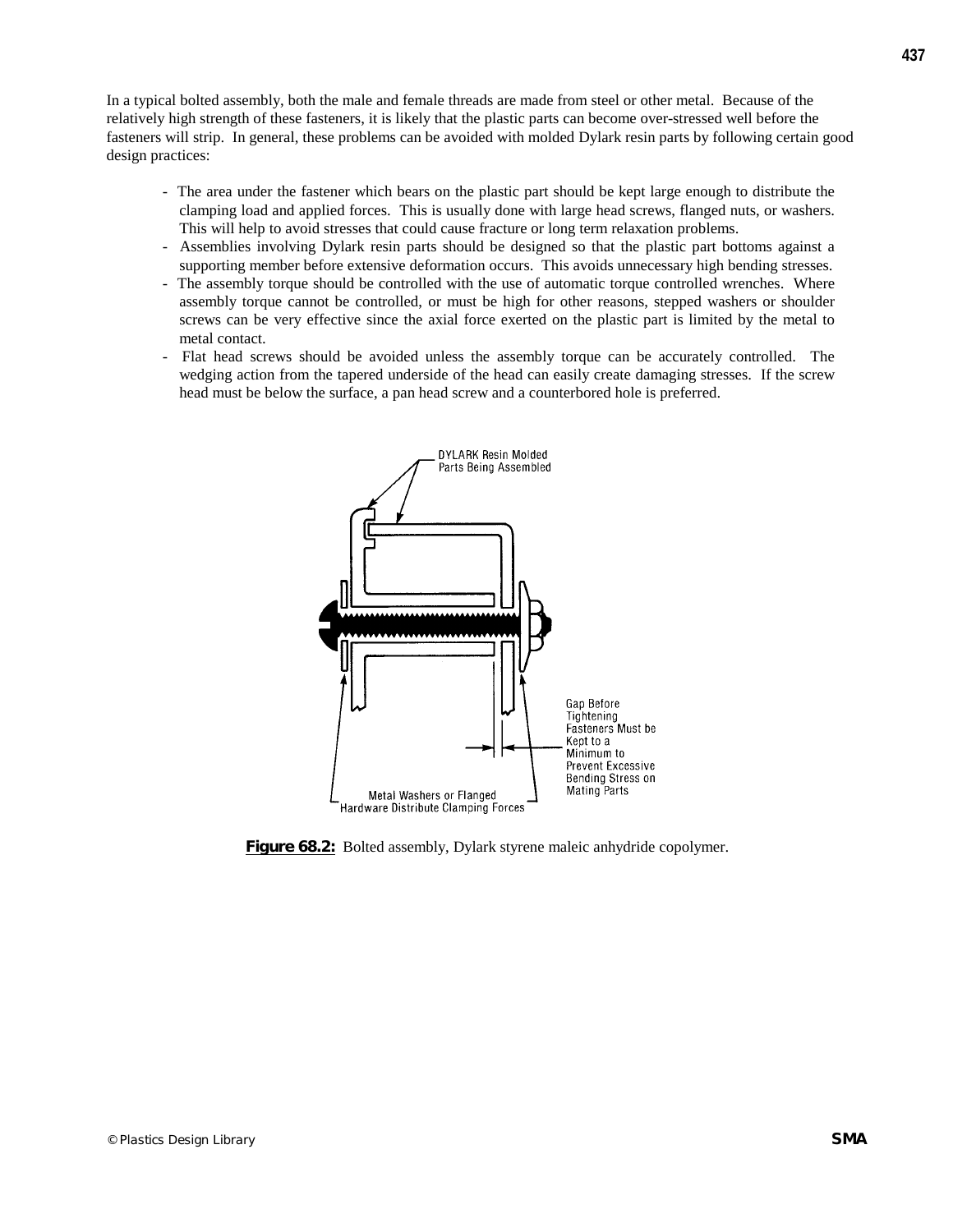In a typical bolted assembly, both the male and female threads are made from steel or other metal. Because of the relatively high strength of these fasteners, it is likely that the plastic parts can become over-stressed well before the fasteners will strip. In general, these problems can be avoided with molded Dylark resin parts by following certain good design practices:

- The area under the fastener which bears on the plastic part should be kept large enough to distribute the clamping load and applied forces. This is usually done with large head screws, flanged nuts, or washers. This will help to avoid stresses that could cause fracture or long term relaxation problems.
- Assemblies involving Dylark resin parts should be designed so that the plastic part bottoms against a supporting member before extensive deformation occurs. This avoids unnecessary high bending stresses.
- The assembly torque should be controlled with the use of automatic torque controlled wrenches. Where assembly torque cannot be controlled, or must be high for other reasons, stepped washers or shoulder screws can be very effective since the axial force exerted on the plastic part is limited by the metal to metal contact.
- Flat head screws should be avoided unless the assembly torque can be accurately controlled. The wedging action from the tapered underside of the head can easily create damaging stresses. If the screw head must be below the surface, a pan head screw and a counterbored hole is preferred.

DYLARK Resin Molded Parts Being Assembled

Gap Before Tightening Fasteners Must be Kept to a Minimum to Prevent Excessive Bending Stress on Mating Parts

Metal Washers or Flanged Hardware Distribute Clamping Forces

**Figure 68.2:** Bolted assembly, Dylark styrene maleic anhydride copolymer.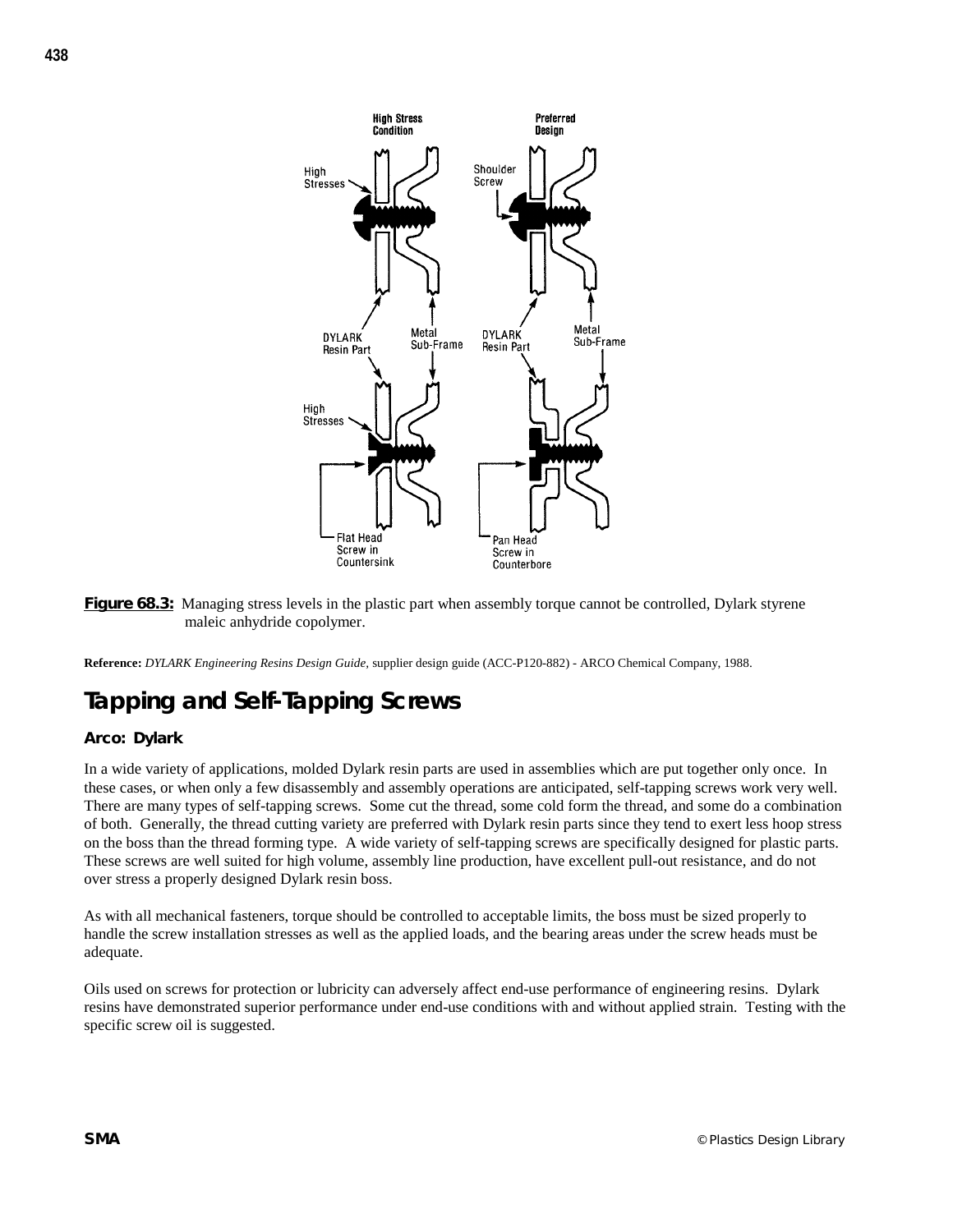**Figure 68.3:** Managing stress levels in the plastic part when assembly torque cannot be controlled, Dylark styrene maleic anhydride copolymer.

**Reference:** *DYLARK Engineering Resins Design Guide*, supplier design guide (ACC-P120-882) - ARCO Chemical Company, 1988.

## Tapping and Self-Tapping Screws

### Arco: Dylark

In a wide variety of applications, molded Dylark resin parts are used in assemblies which are put together only once. In these cases, or when only a few disassembly and assembly operations are anticipated, self-tapping screws work very well. There are many types of self-tapping screws. Some cut the thread, some cold form the thread, and some do a combination of both. Generally, the thread cutting variety are preferred with Dylark resin parts since they tend to exert less hoop stress on the boss than the thread forming type. A wide variety of self-tapping screws are specifically designed for plastic parts. These screws are well suited for high volume, assembly line production, have excellent pull-out resistance, and do not over stress a properly designed Dylark resin boss.

As with all mechanical fasteners, torque should be controlled to acceptable limits, the boss must be sized properly to handle the screw installation stresses as well as the applied loads, and the bearing areas under the screw heads must be adequate.

Oils used on screws for protection or lubricity can adversely affect end-use performance of engineering resins. Dylark resins have demonstrated superior performance under end-use conditions with and without applied strain. Testing with the specific screw oil is suggested.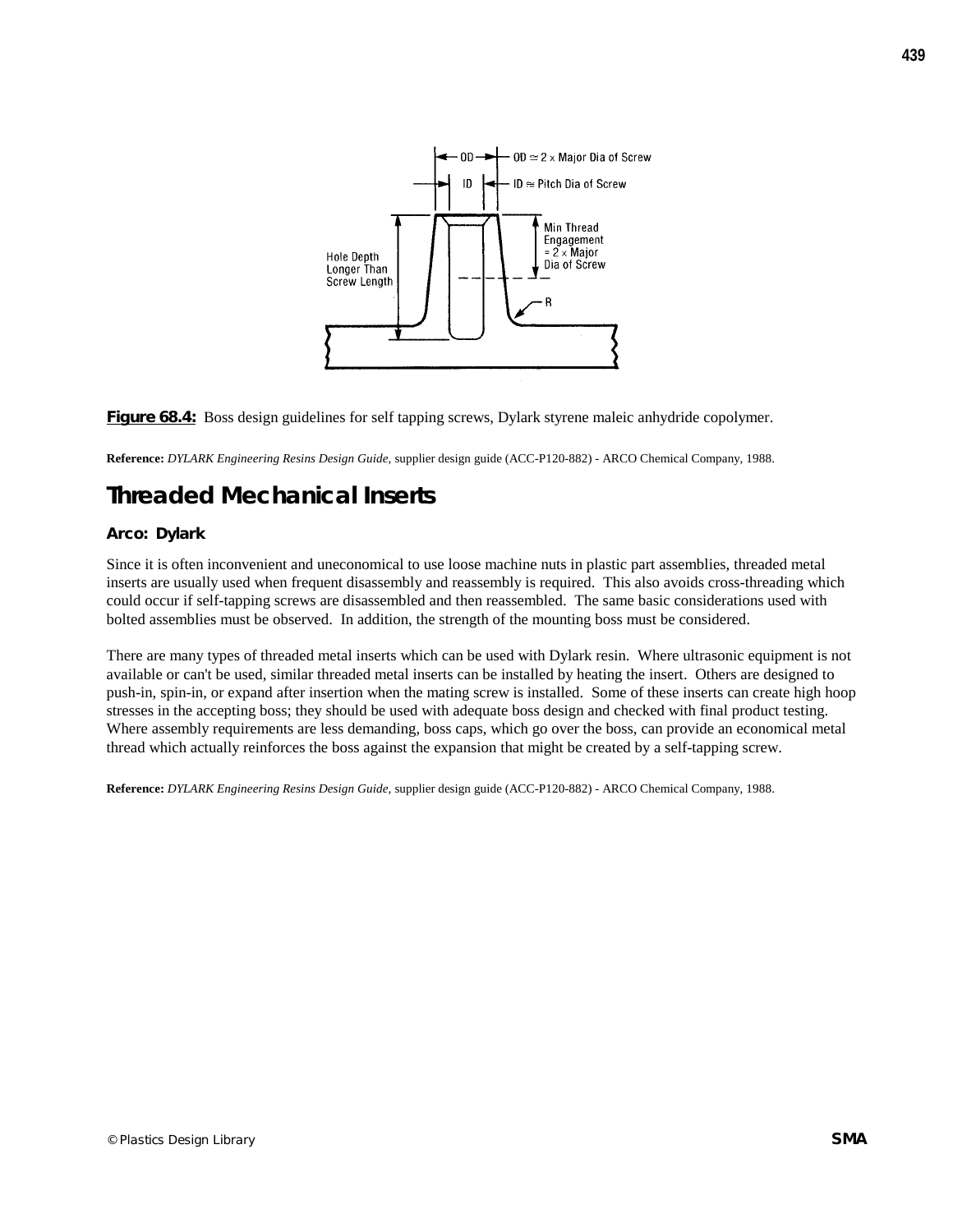**Figure 68.4:** Boss design guidelines for self tapping screws, Dylark styrene maleic anhydride copolymer.

**Reference:** *DYLARK Engineering Resins Design Guide*, supplier design guide (ACC-P120-882) - ARCO Chemical Company, 1988.

## Threaded Mechanical Inserts

### Arco: Dylark

Since it is often inconvenient and uneconomical to use loose machine nuts in plastic part assemblies, threaded metal inserts are usually used when frequent disassembly and reassembly is required. This also avoids cross-threading which could occur if self-tapping screws are disassembled and then reassembled. The same basic considerations used with bolted assemblies must be observed. In addition, the strength of the mounting boss must be considered.

There are many types of threaded metal inserts which can be used with Dylark resin. Where ultrasonic equipment is not available or can't be used, similar threaded metal inserts can be installed by heating the insert. Others are designed to push-in, spin-in, or expand after insertion when the mating screw is installed. Some of these inserts can create high hoop stresses in the accepting boss; they should be used with adequate boss design and checked with final product testing. Where assembly requirements are less demanding, boss caps, which go over the boss, can provide an economical metal thread which actually reinforces the boss against the expansion that might be created by a self-tapping screw.

**Reference:** *DYLARK Engineering Resins Design Guide*, supplier design guide (ACC-P120-882) - ARCO Chemical Company, 1988.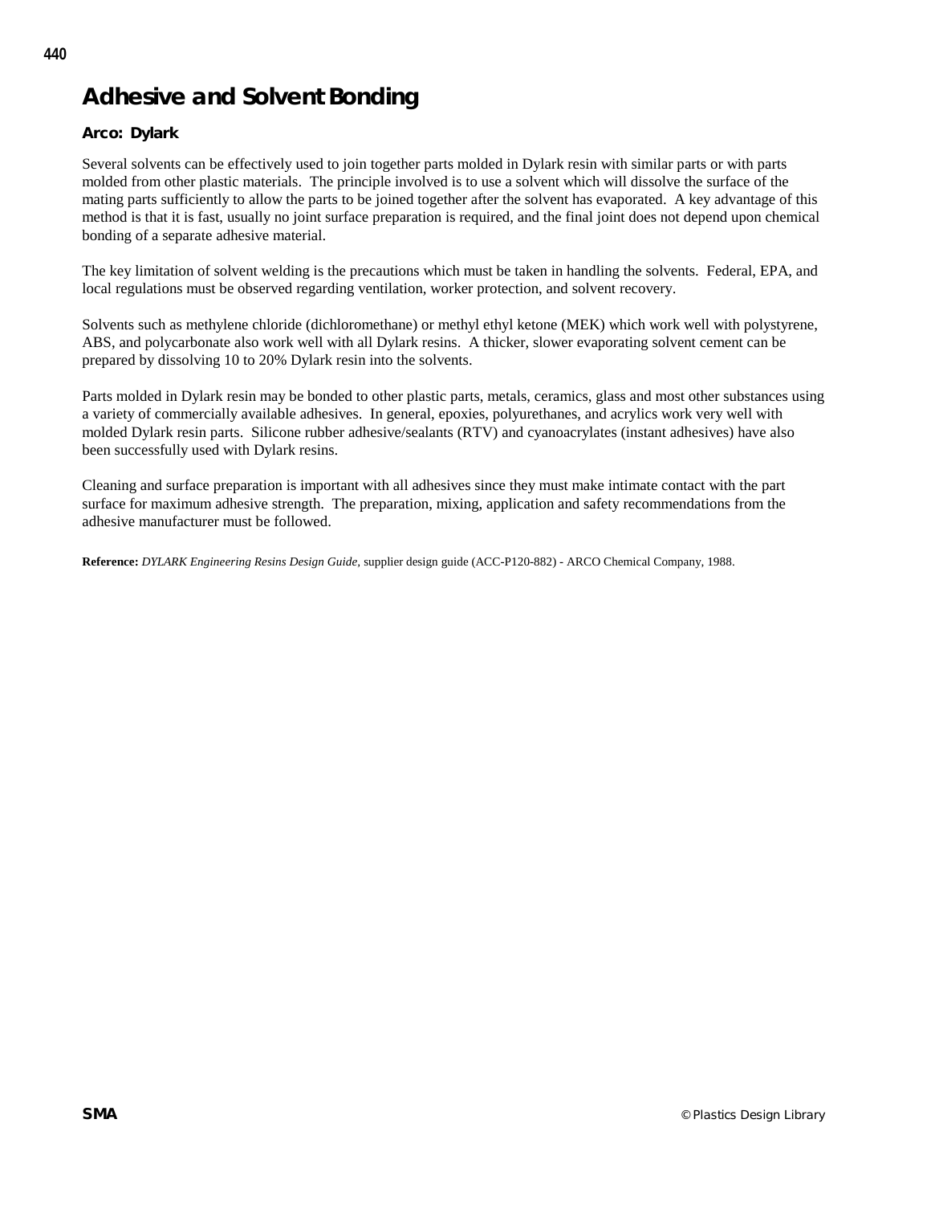# Adhesive and Solvent Bonding

### Arco: Dylark

Several solvents can be effectively used to join together parts molded in Dylark resin with similar parts or with parts molded from other plastic materials. The principle involved is to use a solvent which will dissolve the surface of the mating parts sufficiently to allow the parts to be joined together after the solvent has evaporated. A key advantage of this method is that it is fast, usually no joint surface preparation is required, and the final joint does not depend upon chemical bonding of a separate adhesive material.

The key limitation of solvent welding is the precautions which must be taken in handling the solvents. Federal, EPA, and local regulations must be observed regarding ventilation, worker protection, and solvent recovery.

Solvents such as methylene chloride (dichloromethane) or methyl ethyl ketone (MEK) which work well with polystyrene, ABS, and polycarbonate also work well with all Dylark resins. A thicker, slower evaporating solvent cement can be prepared by dissolving 10 to 20% Dylark resin into the solvents.

Parts molded in Dylark resin may be bonded to other plastic parts, metals, ceramics, glass and most other substances using a variety of commercially available adhesives. In general, epoxies, polyurethanes, and acrylics work very well with molded Dylark resin parts. Silicone rubber adhesive/sealants (RTV) and cyanoacrylates (instant adhesives) have also been successfully used with Dylark resins.

Cleaning and surface preparation is important with all adhesives since they must make intimate contact with the part surface for maximum adhesive strength. The preparation, mixing, application and safety recommendations from the adhesive manufacturer must be followed.

**Reference:** *DYLARK Engineering Resins Design Guide*, supplier design guide (ACC-P120-882) - ARCO Chemical Company, 1988.